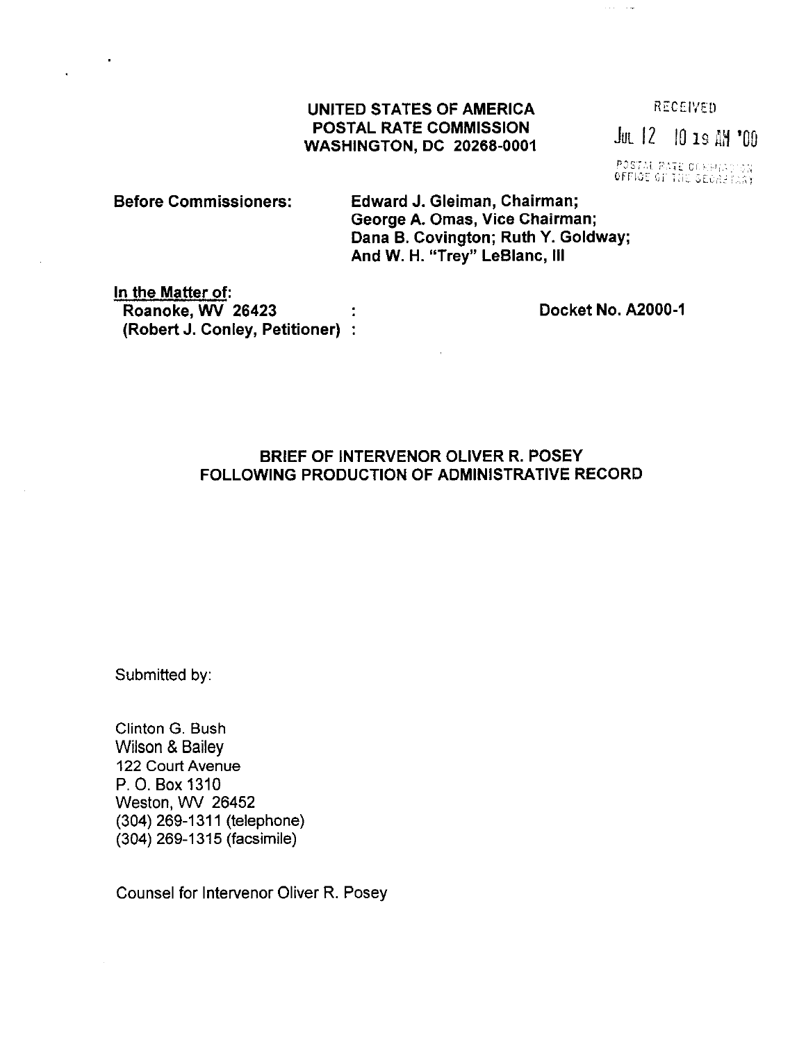**UNITED STATES OF AMERICA**
**POSTAL RATE COMMISSION**
**WASHINGTON, DC 20268-0001**

RECEIVED
JUL 12 10 19 AM '00
POSTAL RATE COMMISSION
OFFICE OF THE SECRETARY

**Before Commissioners:** **Edward J. Gleiman, Chairman;**
**George A. Omas, Vice Chairman;**
**Dana B. Covington; Ruth Y. Goldway;**
**And W. H. "Trey" LeBlanc, III**

**In the Matter of:**
**Roanoke, WV 26423** :
**(Robert J. Conley, Petitioner)** :

**Docket No. A2000-1**

## BRIEF OF INTERVENOR OLIVER R. POSEY FOLLOWING PRODUCTION OF ADMINISTRATIVE RECORD

Submitted by:

Clinton G. Bush
Wilson & Bailey
122 Court Avenue
P. O. Box 1310
Weston, WV 26452
(304) 269-1311 (telephone)
(304) 269-1315 (facsimile)

Counsel for Intervenor Oliver R. Posey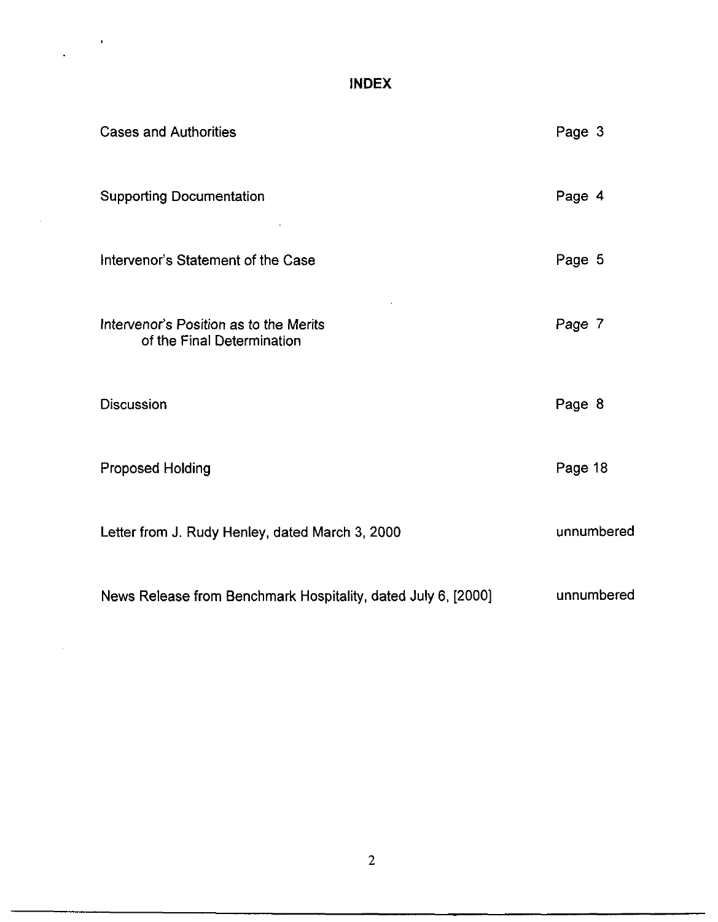# INDEX

| | |
|---|---|
| Cases and Authorities | Page 3 |
| Supporting Documentation | Page 4 |
| Intervenor's Statement of the Case | Page 5 |
| Intervenor's Position as to the Merits of the Final Determination | Page 7 |
| Discussion | Page 8 |
| Proposed Holding | Page 18 |
| Letter from J. Rudy Henley, dated March 3, 2000 | unnumbered |
| News Release from Benchmark Hospitality, dated July 6, [2000] | unnumbered |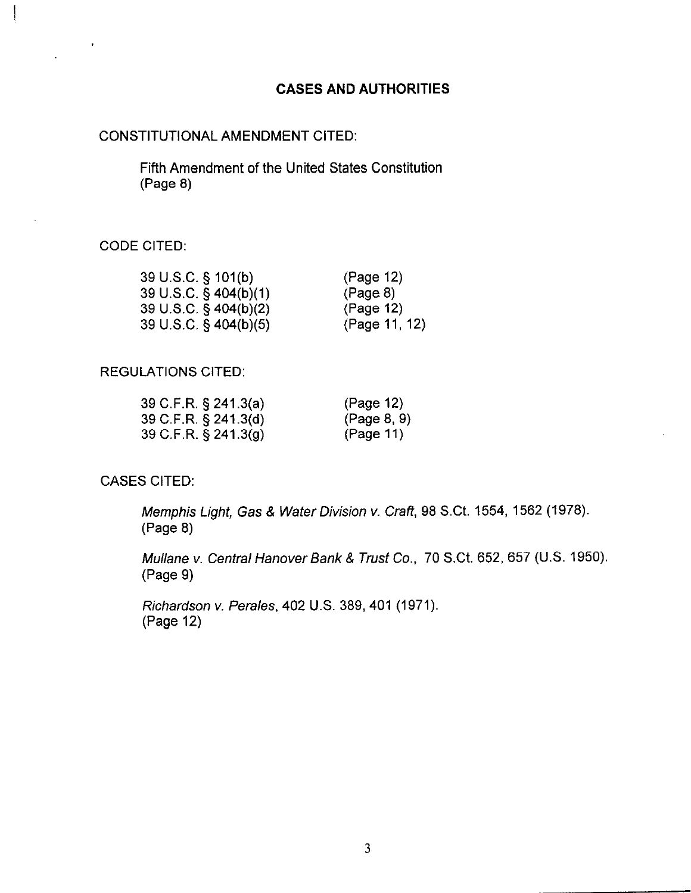## CASES AND AUTHORITIES

CONSTITUTIONAL AMENDMENT CITED:

Fifth Amendment of the United States Constitution
(Page 8)

CODE CITED:

| | |
|---|---|
| 39 U.S.C. § 101(b) | (Page 12) |
| 39 U.S.C. § 404(b)(1) | (Page 8) |
| 39 U.S.C. § 404(b)(2) | (Page 12) |
| 39 U.S.C. § 404(b)(5) | (Page 11, 12) |

REGULATIONS CITED:

| | |
|---|---|
| 39 C.F.R. § 241.3(a) | (Page 12) |
| 39 C.F.R. § 241.3(d) | (Page 8, 9) |
| 39 C.F.R. § 241.3(g) | (Page 11) |

CASES CITED:

*Memphis Light, Gas & Water Division v. Craft*, 98 S.Ct. 1554, 1562 (1978).
(Page 8)

*Mullane v. Central Hanover Bank & Trust Co.*, 70 S.Ct. 652, 657 (U.S. 1950).
(Page 9)

*Richardson v. Perales*, 402 U.S. 389, 401 (1971).
(Page 12)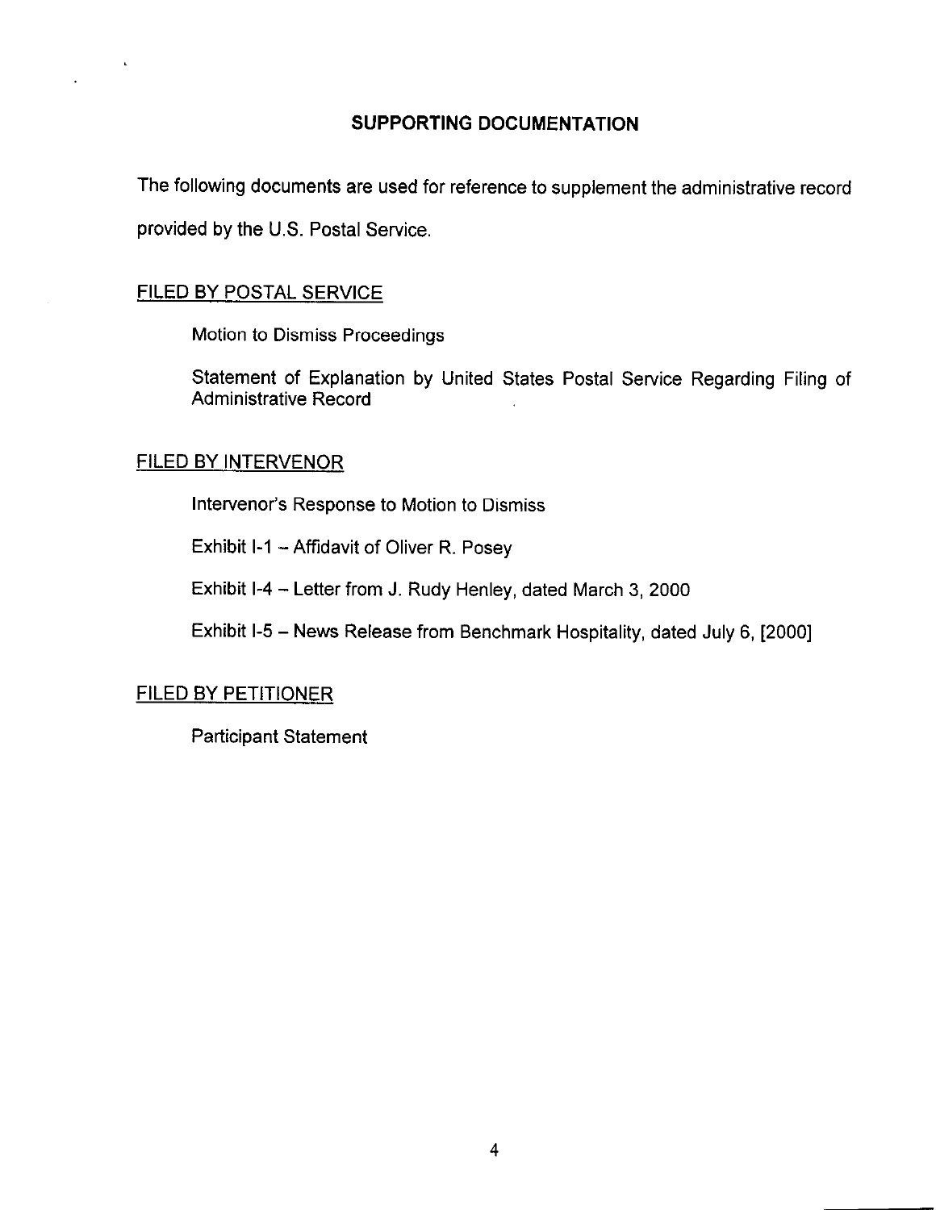## SUPPORTING DOCUMENTATION

The following documents are used for reference to supplement the administrative record provided by the U.S. Postal Service.

FILED BY POSTAL SERVICE

Motion to Dismiss Proceedings

Statement of Explanation by United States Postal Service Regarding Filing of Administrative Record

FILED BY INTERVENOR

Intervenor's Response to Motion to Dismiss

Exhibit I-1 – Affidavit of Oliver R. Posey

Exhibit I-4 – Letter from J. Rudy Henley, dated March 3, 2000

Exhibit I-5 – News Release from Benchmark Hospitality, dated July 6, [2000]

FILED BY PETITIONER

Participant Statement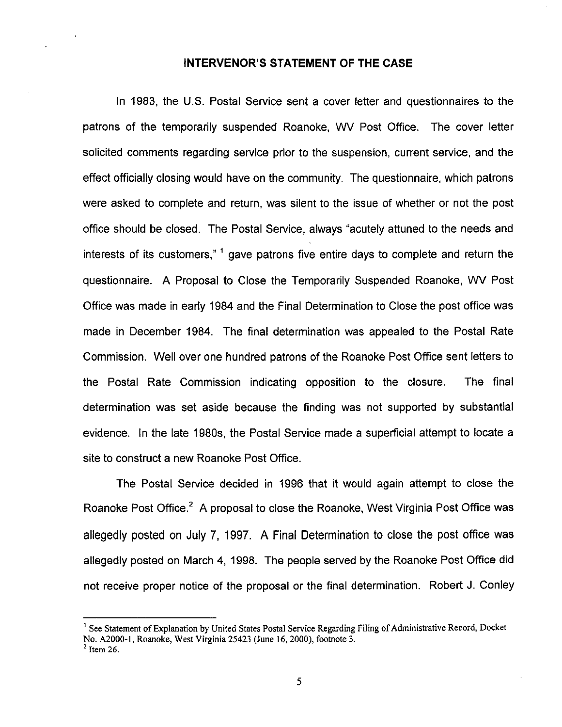## INTERVENOR'S STATEMENT OF THE CASE

In 1983, the U.S. Postal Service sent a cover letter and questionnaires to the patrons of the temporarily suspended Roanoke, WV Post Office. The cover letter solicited comments regarding service prior to the suspension, current service, and the effect officially closing would have on the community. The questionnaire, which patrons were asked to complete and return, was silent to the issue of whether or not the post office should be closed. The Postal Service, always "acutely attuned to the needs and interests of its customers,"[1] gave patrons five entire days to complete and return the questionnaire. A Proposal to Close the Temporarily Suspended Roanoke, WV Post Office was made in early 1984 and the Final Determination to Close the post office was made in December 1984. The final determination was appealed to the Postal Rate Commission. Well over one hundred patrons of the Roanoke Post Office sent letters to the Postal Rate Commission indicating opposition to the closure. The final determination was set aside because the finding was not supported by substantial evidence. In the late 1980s, the Postal Service made a superficial attempt to locate a site to construct a new Roanoke Post Office.

The Postal Service decided in 1996 that it would again attempt to close the Roanoke Post Office.[2] A proposal to close the Roanoke, West Virginia Post Office was allegedly posted on July 7, 1997. A Final Determination to close the post office was allegedly posted on March 4, 1998. The people served by the Roanoke Post Office did not receive proper notice of the proposal or the final determination. Robert J. Conley

---

[1] See Statement of Explanation by United States Postal Service Regarding Filing of Administrative Record, Docket No. A2000-1, Roanoke, West Virginia 25423 (June 16, 2000), footnote 3.

[2] Item 26.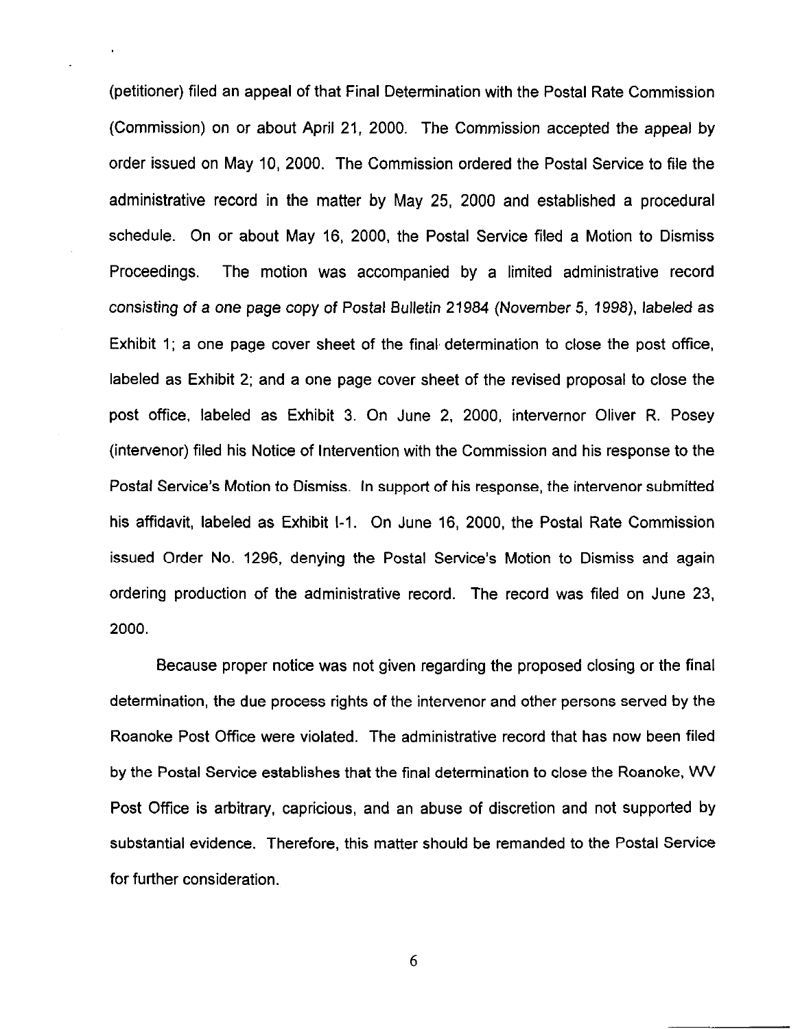(petitioner) filed an appeal of that Final Determination with the Postal Rate Commission (Commission) on or about April 21, 2000. The Commission accepted the appeal by order issued on May 10, 2000. The Commission ordered the Postal Service to file the administrative record in the matter by May 25, 2000 and established a procedural schedule. On or about May 16, 2000, the Postal Service filed a Motion to Dismiss Proceedings. The motion was accompanied by a limited administrative record consisting of a one page copy of Postal Bulletin 21984 (November 5, 1998), labeled as Exhibit 1; a one page cover sheet of the final determination to close the post office, labeled as Exhibit 2; and a one page cover sheet of the revised proposal to close the post office, labeled as Exhibit 3. On June 2, 2000, intervernor Oliver R. Posey (intervenor) filed his Notice of Intervention with the Commission and his response to the Postal Service's Motion to Dismiss. In support of his response, the intervenor submitted his affidavit, labeled as Exhibit I-1. On June 16, 2000, the Postal Rate Commission issued Order No. 1296, denying the Postal Service's Motion to Dismiss and again ordering production of the administrative record. The record was filed on June 23, 2000.

Because proper notice was not given regarding the proposed closing or the final determination, the due process rights of the intervenor and other persons served by the Roanoke Post Office were violated. The administrative record that has now been filed by the Postal Service establishes that the final determination to close the Roanoke, WV Post Office is arbitrary, capricious, and an abuse of discretion and not supported by substantial evidence. Therefore, this matter should be remanded to the Postal Service for further consideration.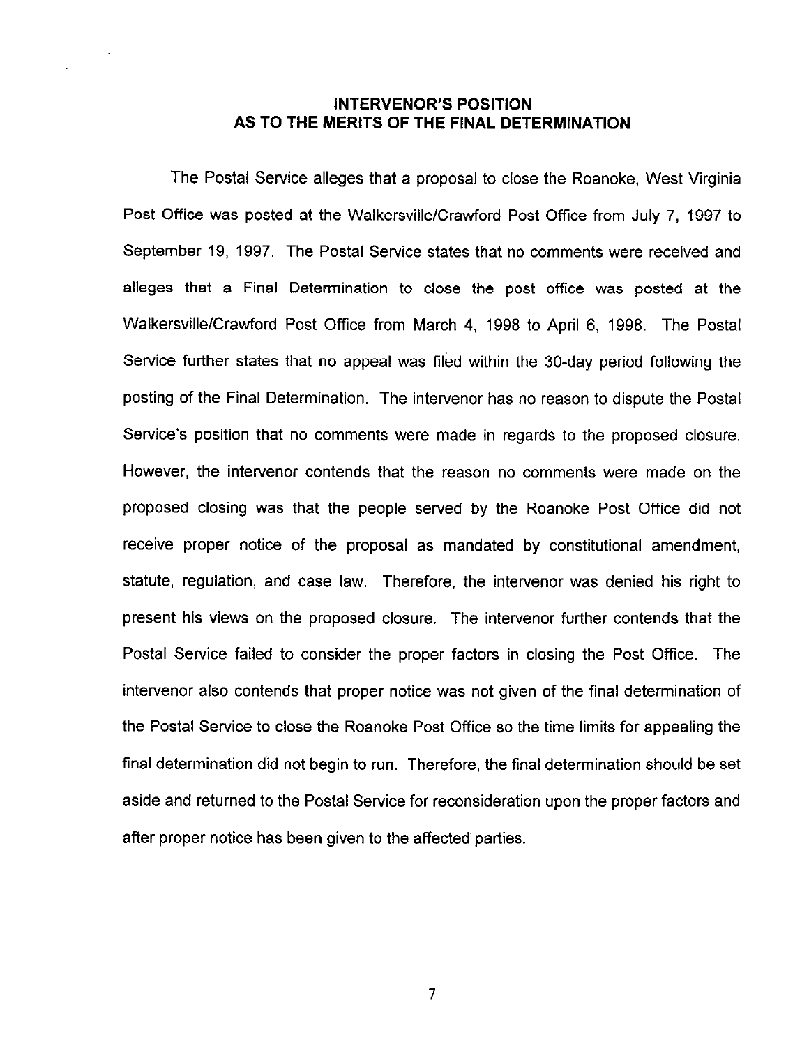## INTERVENOR'S POSITION AS TO THE MERITS OF THE FINAL DETERMINATION

The Postal Service alleges that a proposal to close the Roanoke, West Virginia Post Office was posted at the Walkersville/Crawford Post Office from July 7, 1997 to September 19, 1997. The Postal Service states that no comments were received and alleges that a Final Determination to close the post office was posted at the Walkersville/Crawford Post Office from March 4, 1998 to April 6, 1998. The Postal Service further states that no appeal was filed within the 30-day period following the posting of the Final Determination. The intervenor has no reason to dispute the Postal Service's position that no comments were made in regards to the proposed closure. However, the intervenor contends that the reason no comments were made on the proposed closing was that the people served by the Roanoke Post Office did not receive proper notice of the proposal as mandated by constitutional amendment, statute, regulation, and case law. Therefore, the intervenor was denied his right to present his views on the proposed closure. The intervenor further contends that the Postal Service failed to consider the proper factors in closing the Post Office. The intervenor also contends that proper notice was not given of the final determination of the Postal Service to close the Roanoke Post Office so the time limits for appealing the final determination did not begin to run. Therefore, the final determination should be set aside and returned to the Postal Service for reconsideration upon the proper factors and after proper notice has been given to the affected parties.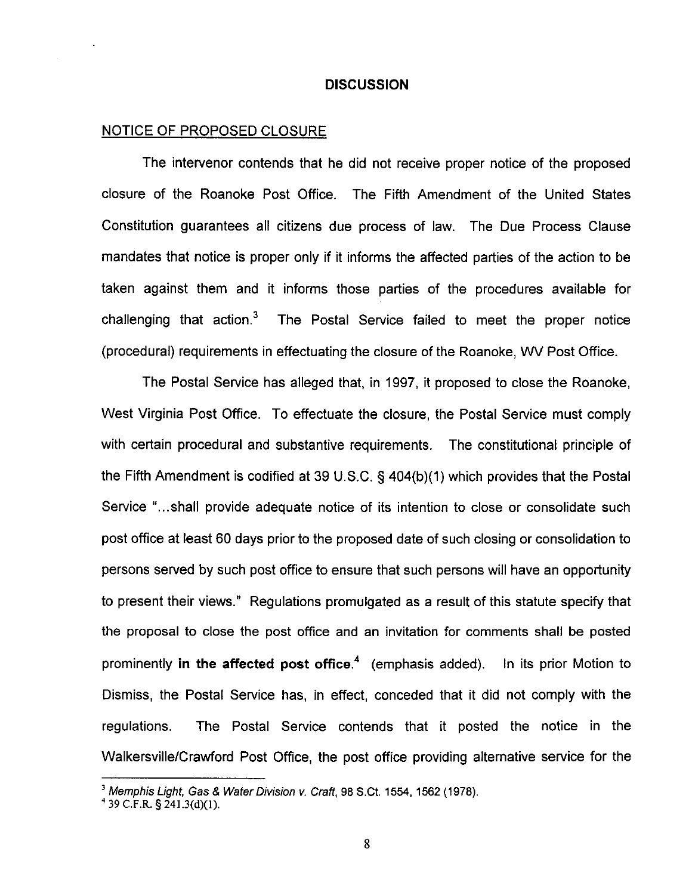## DISCUSSION

NOTICE OF PROPOSED CLOSURE

The intervenor contends that he did not receive proper notice of the proposed closure of the Roanoke Post Office. The Fifth Amendment of the United States Constitution guarantees all citizens due process of law. The Due Process Clause mandates that notice is proper only if it informs the affected parties of the action to be taken against them and it informs those parties of the procedures available for challenging that action.[3] The Postal Service failed to meet the proper notice (procedural) requirements in effectuating the closure of the Roanoke, WV Post Office.

The Postal Service has alleged that, in 1997, it proposed to close the Roanoke, West Virginia Post Office. To effectuate the closure, the Postal Service must comply with certain procedural and substantive requirements. The constitutional principle of the Fifth Amendment is codified at 39 U.S.C. § 404(b)(1) which provides that the Postal Service "...shall provide adequate notice of its intention to close or consolidate such post office at least 60 days prior to the proposed date of such closing or consolidation to persons served by such post office to ensure that such persons will have an opportunity to present their views." Regulations promulgated as a result of this statute specify that the proposal to close the post office and an invitation for comments shall be posted prominently **in the affected post office.**[4] (emphasis added). In its prior Motion to Dismiss, the Postal Service has, in effect, conceded that it did not comply with the regulations. The Postal Service contends that it posted the notice in the Walkersville/Crawford Post Office, the post office providing alternative service for the

---

[3] *Memphis Light, Gas & Water Division v. Craft*, 98 S.Ct. 1554, 1562 (1978).

[4] 39 C.F.R. § 241.3(d)(1).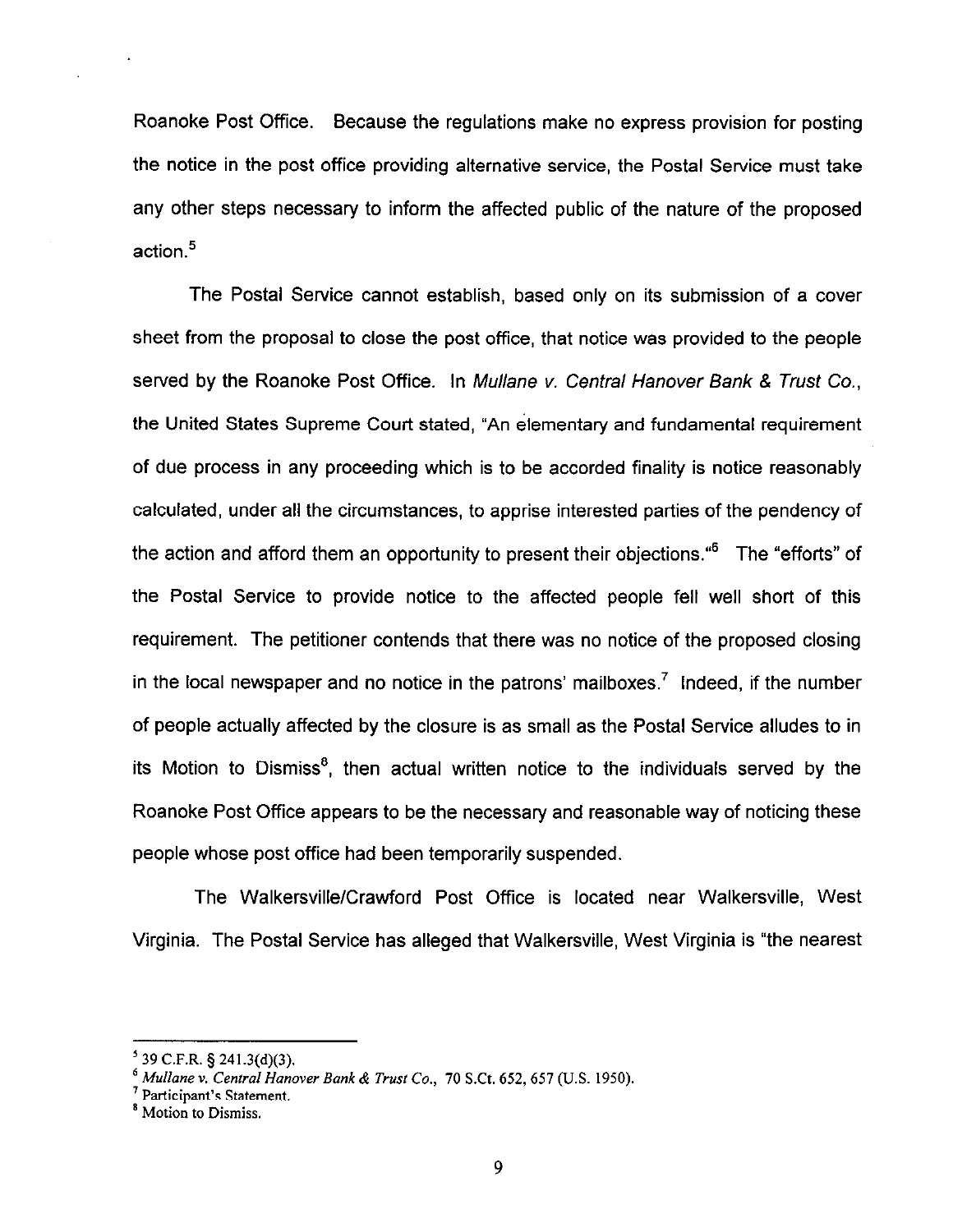Roanoke Post Office. Because the regulations make no express provision for posting the notice in the post office providing alternative service, the Postal Service must take any other steps necessary to inform the affected public of the nature of the proposed action.[5]

The Postal Service cannot establish, based only on its submission of a cover sheet from the proposal to close the post office, that notice was provided to the people served by the Roanoke Post Office. In *Mullane v. Central Hanover Bank & Trust Co.*, the United States Supreme Court stated, "An elementary and fundamental requirement of due process in any proceeding which is to be accorded finality is notice reasonably calculated, under all the circumstances, to apprise interested parties of the pendency of the action and afford them an opportunity to present their objections."[6] The "efforts" of the Postal Service to provide notice to the affected people fell well short of this requirement. The petitioner contends that there was no notice of the proposed closing in the local newspaper and no notice in the patrons' mailboxes.[7] Indeed, if the number of people actually affected by the closure is as small as the Postal Service alludes to in its Motion to Dismiss[8], then actual written notice to the individuals served by the Roanoke Post Office appears to be the necessary and reasonable way of noticing these people whose post office had been temporarily suspended.

The Walkersville/Crawford Post Office is located near Walkersville, West Virginia. The Postal Service has alleged that Walkersville, West Virginia is "the nearest

---

[5] 39 C.F.R. § 241.3(d)(3).

[6] *Mullane v. Central Hanover Bank & Trust Co.*, 70 S.Ct. 652, 657 (U.S. 1950).

[7] Participant's Statement.

[8] Motion to Dismiss.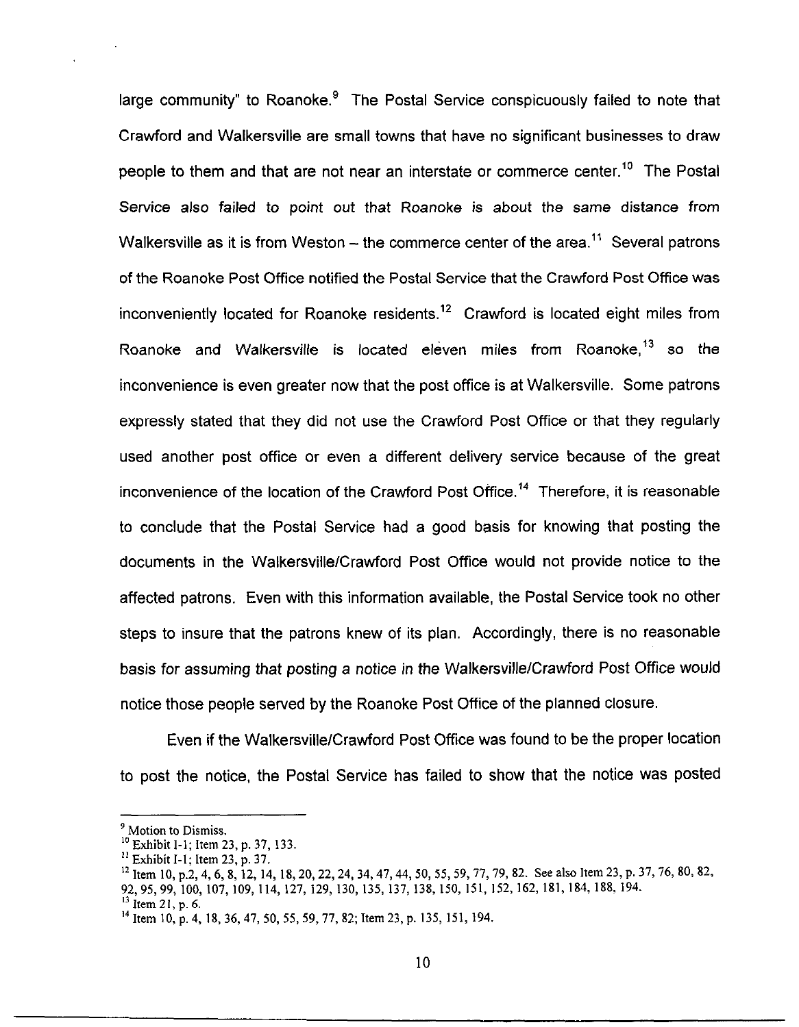large community" to Roanoke.[9] The Postal Service conspicuously failed to note that Crawford and Walkersville are small towns that have no significant businesses to draw people to them and that are not near an interstate or commerce center.[10] The Postal Service also failed to point out that Roanoke is about the same distance from Walkersville as it is from Weston – the commerce center of the area.[11] Several patrons of the Roanoke Post Office notified the Postal Service that the Crawford Post Office was inconveniently located for Roanoke residents.[12] Crawford is located eight miles from Roanoke and Walkersville is located eleven miles from Roanoke,[13] so the inconvenience is even greater now that the post office is at Walkersville. Some patrons expressly stated that they did not use the Crawford Post Office or that they regularly used another post office or even a different delivery service because of the great inconvenience of the location of the Crawford Post Office.[14] Therefore, it is reasonable to conclude that the Postal Service had a good basis for knowing that posting the documents in the Walkersville/Crawford Post Office would not provide notice to the affected patrons. Even with this information available, the Postal Service took no other steps to insure that the patrons knew of its plan. Accordingly, there is no reasonable basis for assuming that posting a notice in the Walkersville/Crawford Post Office would notice those people served by the Roanoke Post Office of the planned closure.

Even if the Walkersville/Crawford Post Office was found to be the proper location to post the notice, the Postal Service has failed to show that the notice was posted

---

[9] Motion to Dismiss.

[10] Exhibit I-1; Item 23, p. 37, 133.

[11] Exhibit I-1; Item 23, p. 37.

[12] Item 10, p.2, 4, 6, 8, 12, 14, 18, 20, 22, 24, 34, 47, 44, 50, 55, 59, 77, 79, 82. See also Item 23, p. 37, 76, 80, 82, 92, 95, 99, 100, 107, 109, 114, 127, 129, 130, 135, 137, 138, 150, 151, 152, 162, 181, 184, 188, 194.

[13] Item 21, p. 6.

[14] Item 10, p. 4, 18, 36, 47, 50, 55, 59, 77, 82; Item 23, p. 135, 151, 194.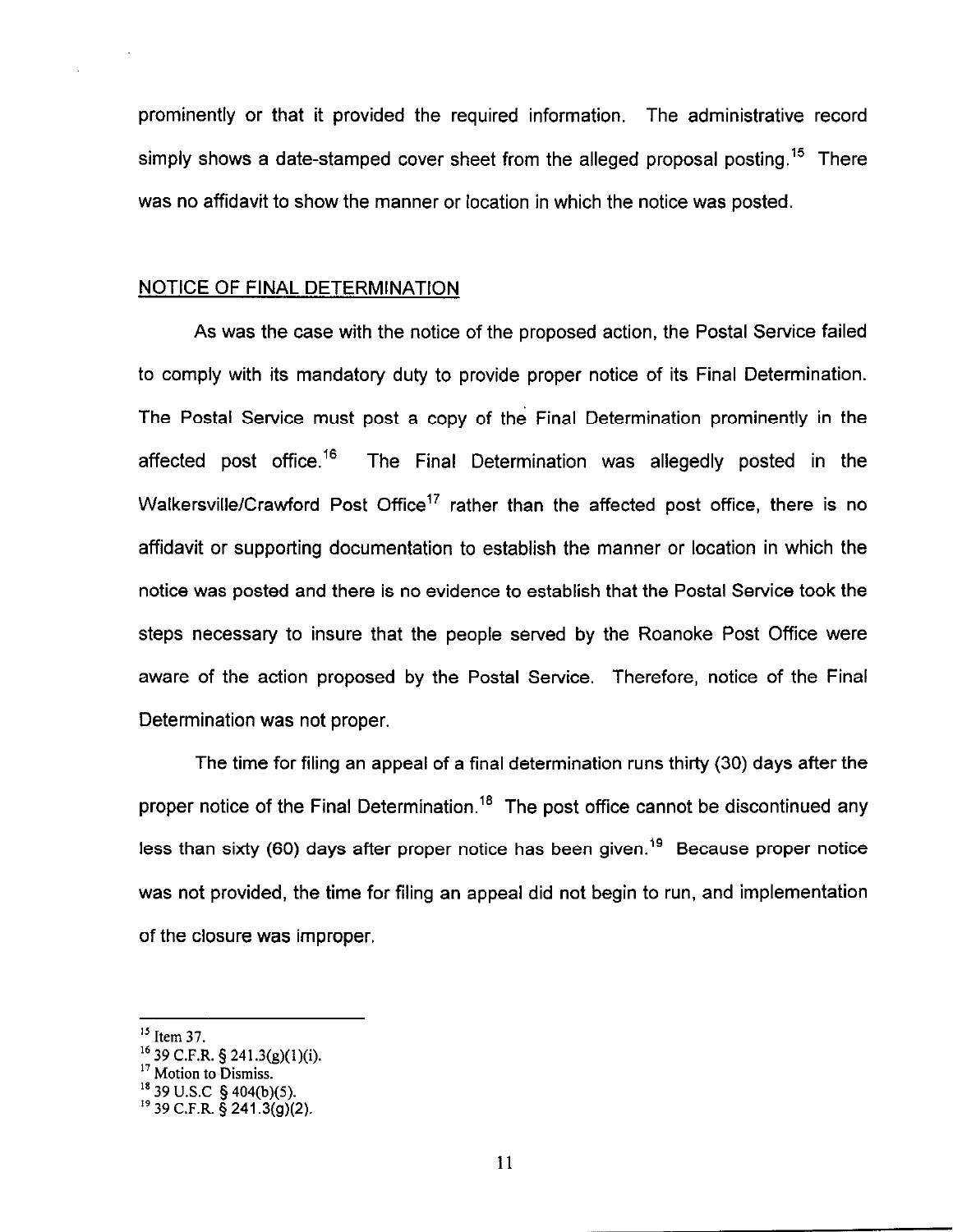prominently or that it provided the required information. The administrative record simply shows a date-stamped cover sheet from the alleged proposal posting.[15] There was no affidavit to show the manner or location in which the notice was posted.

## NOTICE OF FINAL DETERMINATION

As was the case with the notice of the proposed action, the Postal Service failed to comply with its mandatory duty to provide proper notice of its Final Determination. The Postal Service must post a copy of the Final Determination prominently in the affected post office.[16] The Final Determination was allegedly posted in the Walkersville/Crawford Post Office[17] rather than the affected post office, there is no affidavit or supporting documentation to establish the manner or location in which the notice was posted and there is no evidence to establish that the Postal Service took the steps necessary to insure that the people served by the Roanoke Post Office were aware of the action proposed by the Postal Service. Therefore, notice of the Final Determination was not proper.

The time for filing an appeal of a final determination runs thirty (30) days after the proper notice of the Final Determination.[18] The post office cannot be discontinued any less than sixty (60) days after proper notice has been given.[19] Because proper notice was not provided, the time for filing an appeal did not begin to run, and implementation of the closure was improper.

---

[15] Item 37.

[16] 39 C.F.R. § 241.3(g)(1)(i).

[17] Motion to Dismiss.

[18] 39 U.S.C § 404(b)(5).

[19] 39 C.F.R. § 241.3(g)(2).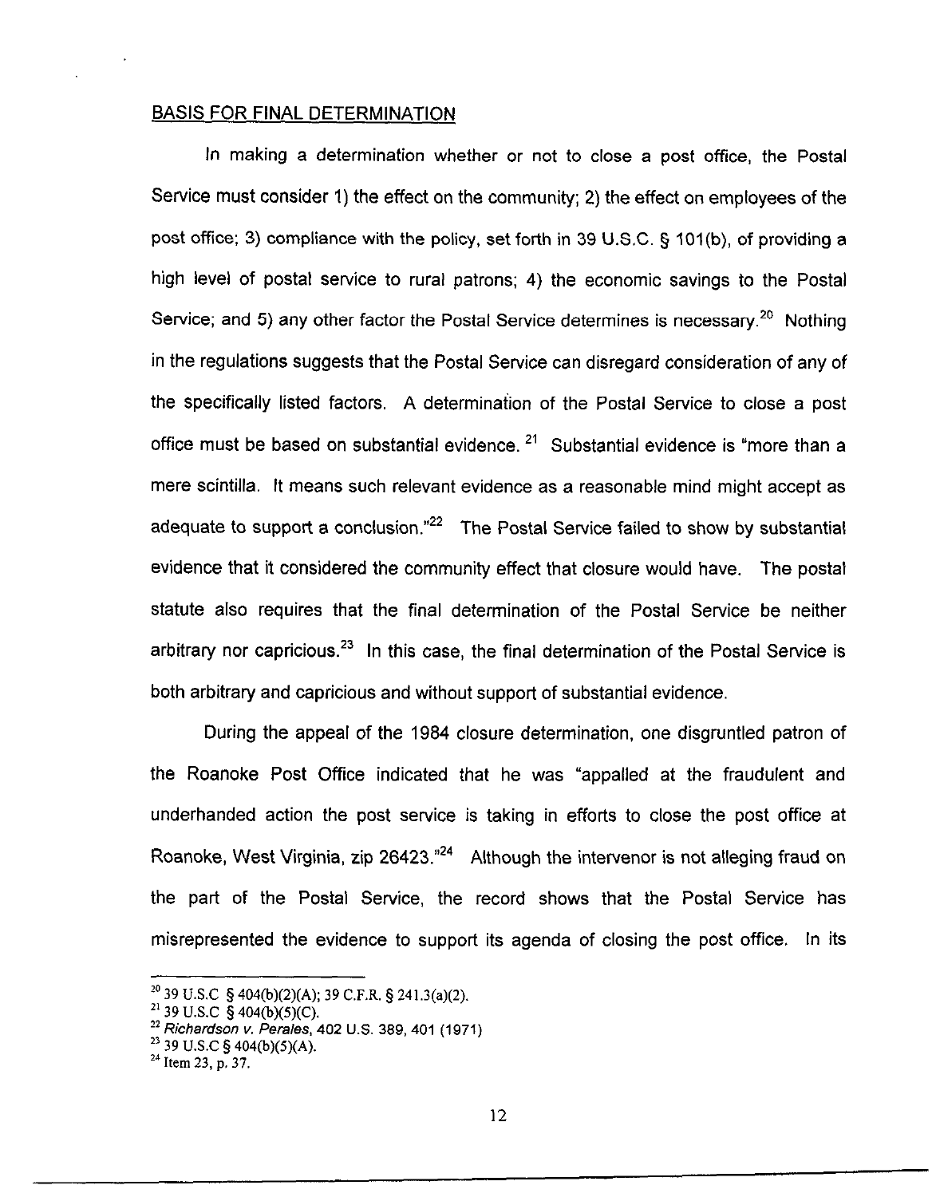BASIS FOR FINAL DETERMINATION

In making a determination whether or not to close a post office, the Postal Service must consider 1) the effect on the community; 2) the effect on employees of the post office; 3) compliance with the policy, set forth in 39 U.S.C. § 101(b), of providing a high level of postal service to rural patrons; 4) the economic savings to the Postal Service; and 5) any other factor the Postal Service determines is necessary.[20] Nothing in the regulations suggests that the Postal Service can disregard consideration of any of the specifically listed factors. A determination of the Postal Service to close a post office must be based on substantial evidence. [21] Substantial evidence is "more than a mere scintilla. It means such relevant evidence as a reasonable mind might accept as adequate to support a conclusion."[22] The Postal Service failed to show by substantial evidence that it considered the community effect that closure would have. The postal statute also requires that the final determination of the Postal Service be neither arbitrary nor capricious.[23] In this case, the final determination of the Postal Service is both arbitrary and capricious and without support of substantial evidence.

During the appeal of the 1984 closure determination, one disgruntled patron of the Roanoke Post Office indicated that he was "appalled at the fraudulent and underhanded action the post service is taking in efforts to close the post office at Roanoke, West Virginia, zip 26423."[24] Although the intervenor is not alleging fraud on the part of the Postal Service, the record shows that the Postal Service has misrepresented the evidence to support its agenda of closing the post office. In its

[20] 39 U.S.C § 404(b)(2)(A); 39 C.F.R. § 241.3(a)(2).
[21] 39 U.S.C § 404(b)(5)(C).
[22] *Richardson v. Perales*, 402 U.S. 389, 401 (1971)
[23] 39 U.S.C § 404(b)(5)(A).
[24] Item 23, p. 37.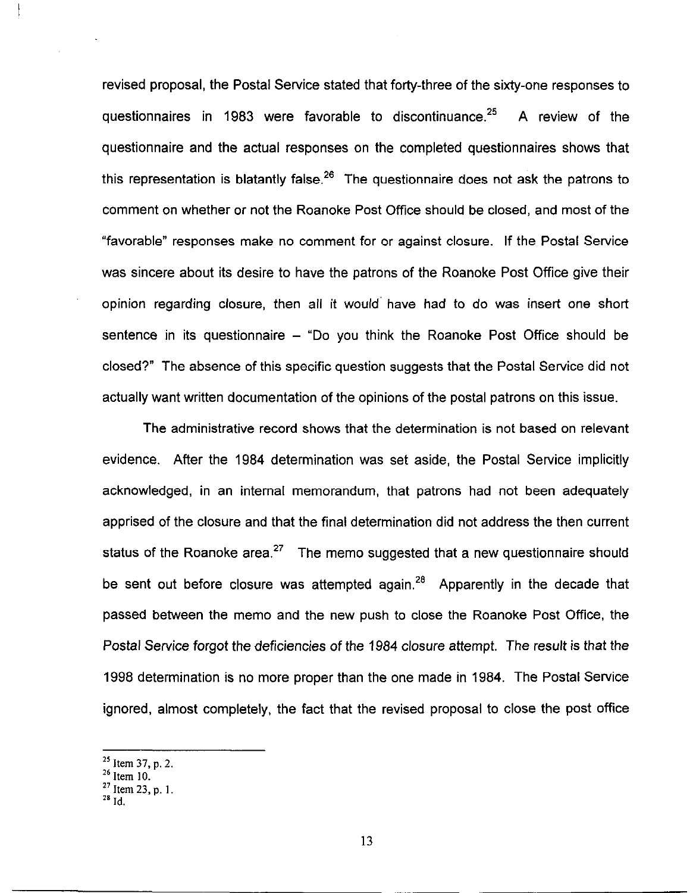revised proposal, the Postal Service stated that forty-three of the sixty-one responses to questionnaires in 1983 were favorable to discontinuance.[25] A review of the questionnaire and the actual responses on the completed questionnaires shows that this representation is blatantly false.[26] The questionnaire does not ask the patrons to comment on whether or not the Roanoke Post Office should be closed, and most of the "favorable" responses make no comment for or against closure. If the Postal Service was sincere about its desire to have the patrons of the Roanoke Post Office give their opinion regarding closure, then all it would have had to do was insert one short sentence in its questionnaire – "Do you think the Roanoke Post Office should be closed?" The absence of this specific question suggests that the Postal Service did not actually want written documentation of the opinions of the postal patrons on this issue.

The administrative record shows that the determination is not based on relevant evidence. After the 1984 determination was set aside, the Postal Service implicitly acknowledged, in an internal memorandum, that patrons had not been adequately apprised of the closure and that the final determination did not address the then current status of the Roanoke area.[27] The memo suggested that a new questionnaire should be sent out before closure was attempted again.[28] Apparently in the decade that passed between the memo and the new push to close the Roanoke Post Office, the Postal Service forgot the deficiencies of the 1984 closure attempt. The result is that the 1998 determination is no more proper than the one made in 1984. The Postal Service ignored, almost completely, the fact that the revised proposal to close the post office

[25] Item 37, p. 2.
[26] Item 10.
[27] Item 23, p. 1.
[28] Id.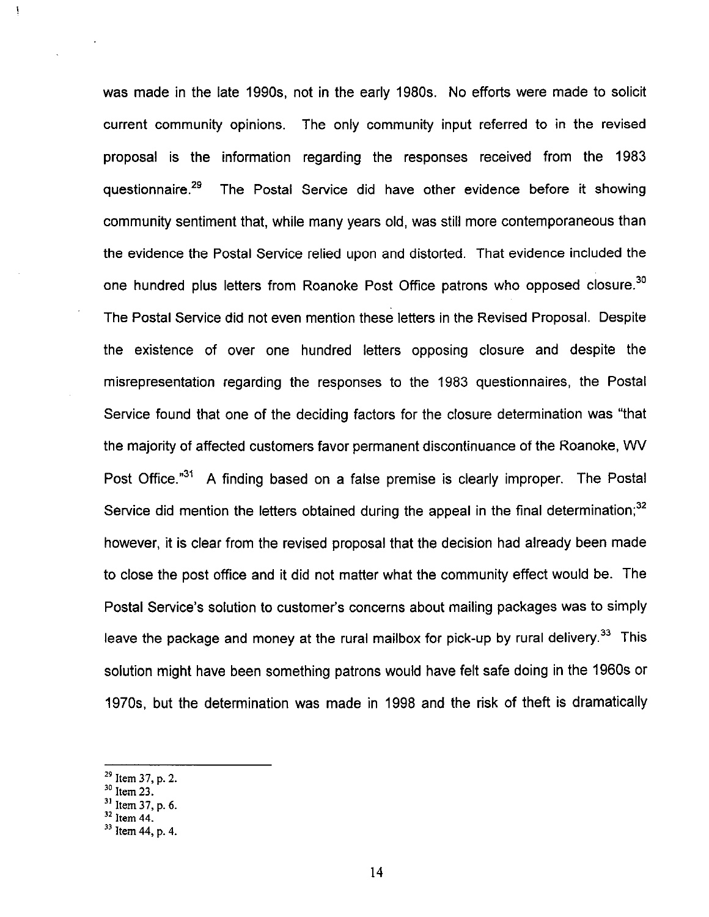was made in the late 1990s, not in the early 1980s. No efforts were made to solicit current community opinions. The only community input referred to in the revised proposal is the information regarding the responses received from the 1983 questionnaire.[29] The Postal Service did have other evidence before it showing community sentiment that, while many years old, was still more contemporaneous than the evidence the Postal Service relied upon and distorted. That evidence included the one hundred plus letters from Roanoke Post Office patrons who opposed closure.[30] The Postal Service did not even mention these letters in the Revised Proposal. Despite the existence of over one hundred letters opposing closure and despite the misrepresentation regarding the responses to the 1983 questionnaires, the Postal Service found that one of the deciding factors for the closure determination was "that the majority of affected customers favor permanent discontinuance of the Roanoke, WV Post Office."[31] A finding based on a false premise is clearly improper. The Postal Service did mention the letters obtained during the appeal in the final determination;[32] however, it is clear from the revised proposal that the decision had already been made to close the post office and it did not matter what the community effect would be. The Postal Service's solution to customer's concerns about mailing packages was to simply leave the package and money at the rural mailbox for pick-up by rural delivery.[33] This solution might have been something patrons would have felt safe doing in the 1960s or 1970s, but the determination was made in 1998 and the risk of theft is dramatically

---

[29] Item 37, p. 2.
[30] Item 23.
[31] Item 37, p. 6.
[32] Item 44.
[33] Item 44, p. 4.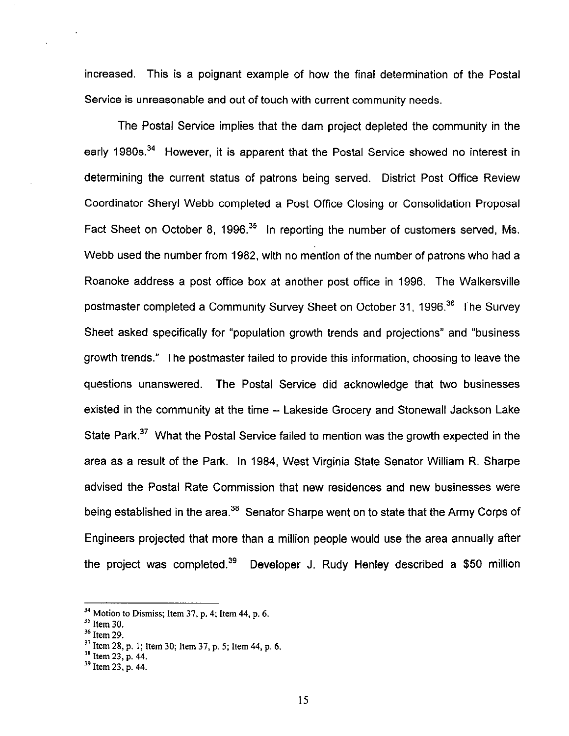increased. This is a poignant example of how the final determination of the Postal Service is unreasonable and out of touch with current community needs.

The Postal Service implies that the dam project depleted the community in the early 1980s.[34] However, it is apparent that the Postal Service showed no interest in determining the current status of patrons being served. District Post Office Review Coordinator Sheryl Webb completed a Post Office Closing or Consolidation Proposal Fact Sheet on October 8, 1996.[35] In reporting the number of customers served, Ms. Webb used the number from 1982, with no mention of the number of patrons who had a Roanoke address a post office box at another post office in 1996. The Walkersville postmaster completed a Community Survey Sheet on October 31, 1996.[36] The Survey Sheet asked specifically for "population growth trends and projections" and "business growth trends." The postmaster failed to provide this information, choosing to leave the questions unanswered. The Postal Service did acknowledge that two businesses existed in the community at the time – Lakeside Grocery and Stonewall Jackson Lake State Park.[37] What the Postal Service failed to mention was the growth expected in the area as a result of the Park. In 1984, West Virginia State Senator William R. Sharpe advised the Postal Rate Commission that new residences and new businesses were being established in the area.[38] Senator Sharpe went on to state that the Army Corps of Engineers projected that more than a million people would use the area annually after the project was completed.[39] Developer J. Rudy Henley described a $50 million

---

[34] Motion to Dismiss; Item 37, p. 4; Item 44, p. 6.

[35] Item 30.

[36] Item 29.

[37] Item 28, p. 1; Item 30; Item 37, p. 5; Item 44, p. 6.

[38] Item 23, p. 44.

[39] Item 23, p. 44.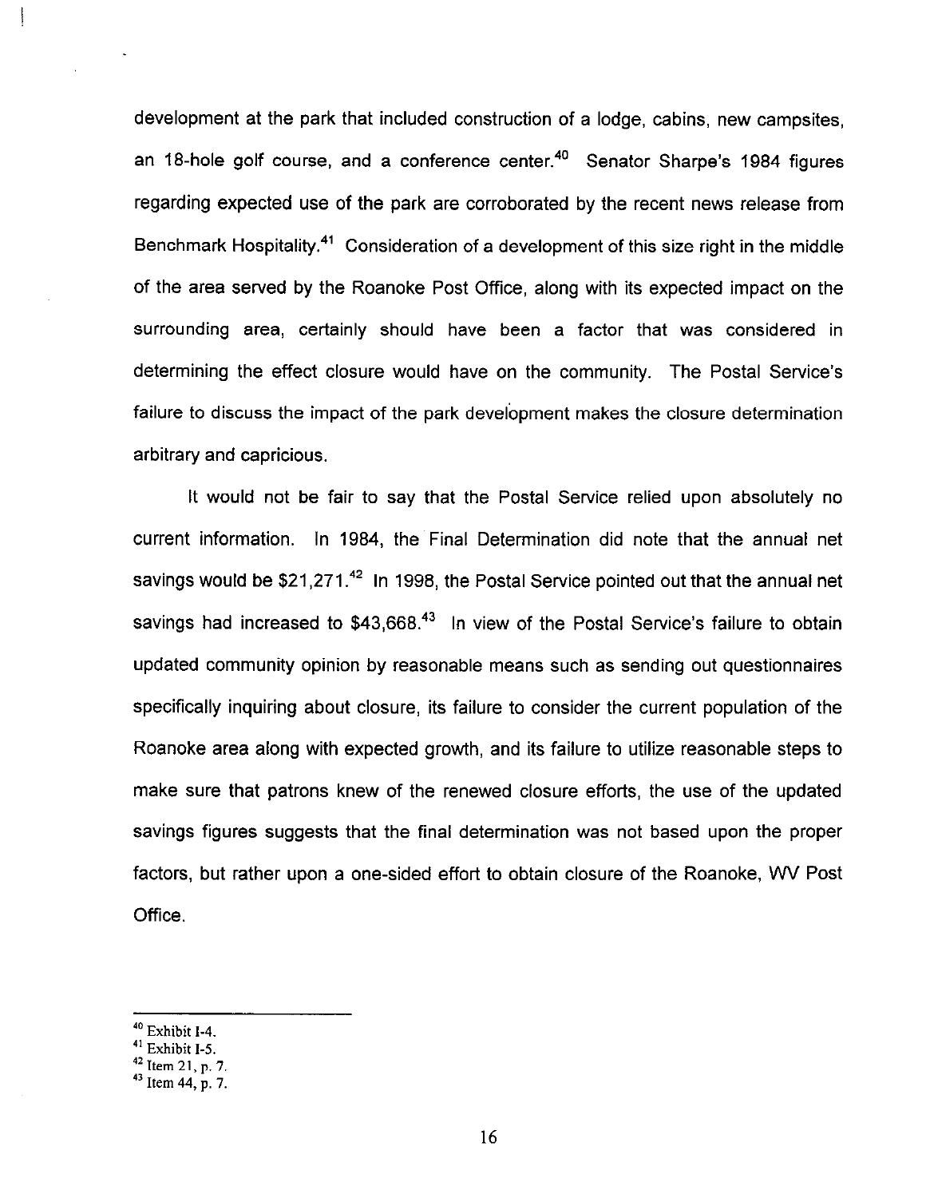development at the park that included construction of a lodge, cabins, new campsites, an 18-hole golf course, and a conference center.[40] Senator Sharpe's 1984 figures regarding expected use of the park are corroborated by the recent news release from Benchmark Hospitality.[41] Consideration of a development of this size right in the middle of the area served by the Roanoke Post Office, along with its expected impact on the surrounding area, certainly should have been a factor that was considered in determining the effect closure would have on the community. The Postal Service's failure to discuss the impact of the park development makes the closure determination arbitrary and capricious.

It would not be fair to say that the Postal Service relied upon absolutely no current information. In 1984, the Final Determination did note that the annual net savings would be $21,271.[42] In 1998, the Postal Service pointed out that the annual net savings had increased to $43,668.[43] In view of the Postal Service's failure to obtain updated community opinion by reasonable means such as sending out questionnaires specifically inquiring about closure, its failure to consider the current population of the Roanoke area along with expected growth, and its failure to utilize reasonable steps to make sure that patrons knew of the renewed closure efforts, the use of the updated savings figures suggests that the final determination was not based upon the proper factors, but rather upon a one-sided effort to obtain closure of the Roanoke, WV Post Office.

---

[40] Exhibit I-4.

[41] Exhibit I-5.

[42] Item 21, p. 7.

[43] Item 44, p. 7.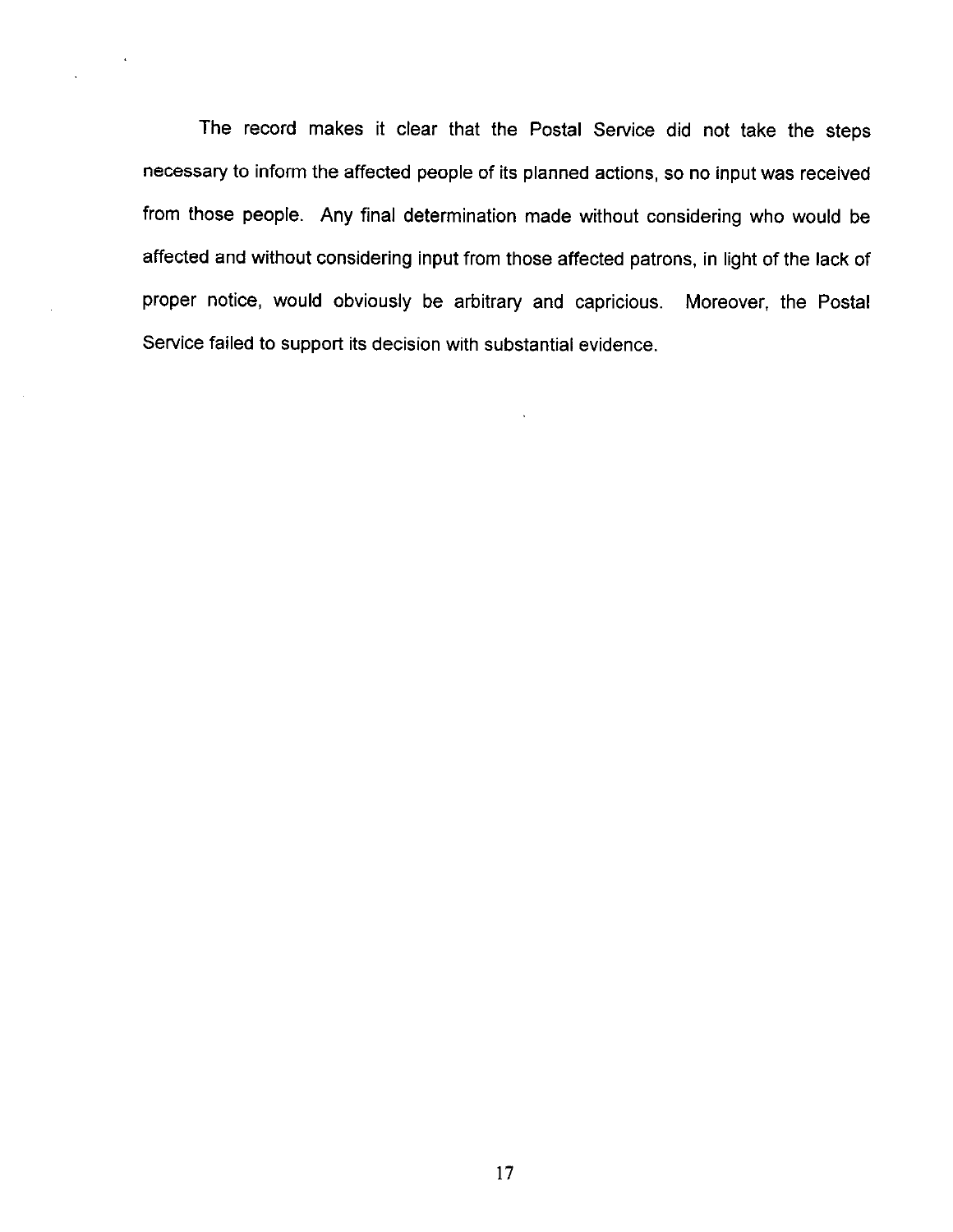The record makes it clear that the Postal Service did not take the steps necessary to inform the affected people of its planned actions, so no input was received from those people. Any final determination made without considering who would be affected and without considering input from those affected patrons, in light of the lack of proper notice, would obviously be arbitrary and capricious. Moreover, the Postal Service failed to support its decision with substantial evidence.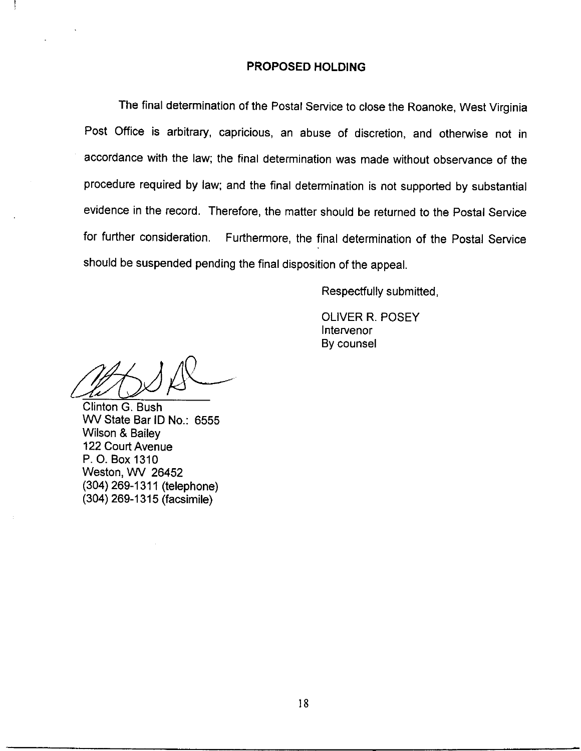## PROPOSED HOLDING

The final determination of the Postal Service to close the Roanoke, West Virginia Post Office is arbitrary, capricious, an abuse of discretion, and otherwise not in accordance with the law; the final determination was made without observance of the procedure required by law; and the final determination is not supported by substantial evidence in the record. Therefore, the matter should be returned to the Postal Service for further consideration. Furthermore, the final determination of the Postal Service should be suspended pending the final disposition of the appeal.

Respectfully submitted,

OLIVER R. POSEY
Intervenor
By counsel

Clinton G. Bush
WV State Bar ID No.: 6555
Wilson & Bailey
122 Court Avenue
P. O. Box 1310
Weston, WV 26452
(304) 269-1311 (telephone)
(304) 269-1315 (facsimile)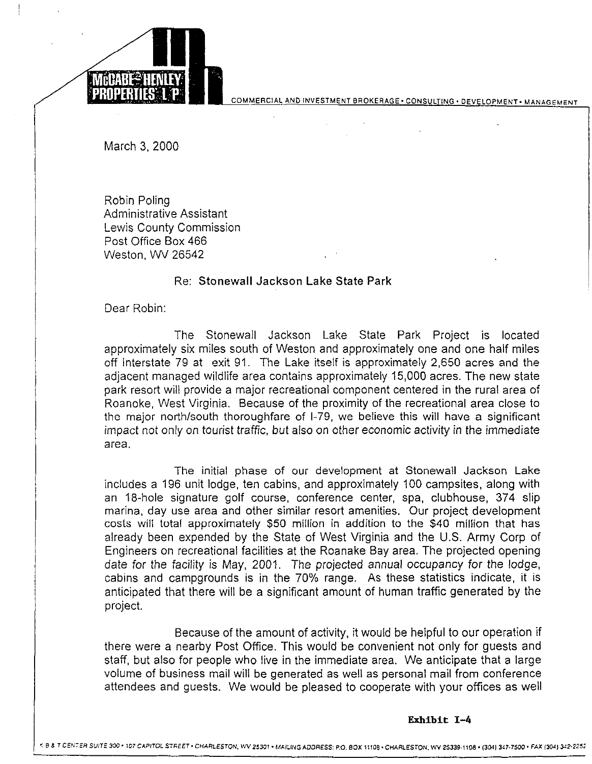McCABE-HENLEY PROPERTIES L.P.

COMMERCIAL AND INVESTMENT BROKERAGE • CONSULTING • DEVELOPMENT • MANAGEMENT

March 3, 2000

Robin Poling
Administrative Assistant
Lewis County Commission
Post Office Box 466
Weston, WV 26542

Re: **Stonewall Jackson Lake State Park**

Dear Robin:

The Stonewall Jackson Lake State Park Project is located approximately six miles south of Weston and approximately one and one half miles off Interstate 79 at exit 91. The Lake itself is approximately 2,650 acres and the adjacent managed wildlife area contains approximately 15,000 acres. The new state park resort will provide a major recreational component centered in the rural area of Roanoke, West Virginia. Because of the proximity of the recreational area close to the major north/south thoroughfare of I-79, we believe this will have a significant impact not only on tourist traffic, but also on other economic activity in the immediate area.

The initial phase of our development at Stonewall Jackson Lake includes a 196 unit lodge, ten cabins, and approximately 100 campsites, along with an 18-hole signature golf course, conference center, spa, clubhouse, 374 slip marina, day use area and other similar resort amenities. Our project development costs will total approximately $50 million in addition to the $40 million that has already been expended by the State of West Virginia and the U.S. Army Corp of Engineers on recreational facilities at the Roanake Bay area. The projected opening date for the facility is May, 2001. The projected annual occupancy for the lodge, cabins and campgrounds is in the 70% range. As these statistics indicate, it is anticipated that there will be a significant amount of human traffic generated by the project.

Because of the amount of activity, it would be helpful to our operation if there were a nearby Post Office. This would be convenient not only for guests and staff, but also for people who live in the immediate area. We anticipate that a large volume of business mail will be generated as well as personal mail from conference attendees and guests. We would be pleased to cooperate with your offices as well

**Exhibit I-4**

K B & T CENTER SUITE 300 • 107 CAPITOL STREET • CHARLESTON, WV 25301 • MAILING ADDRESS: P.O. BOX 11108 • CHARLESTON, WV 25339-1108 • (304) 347-7500 • FAX (304) 342-2252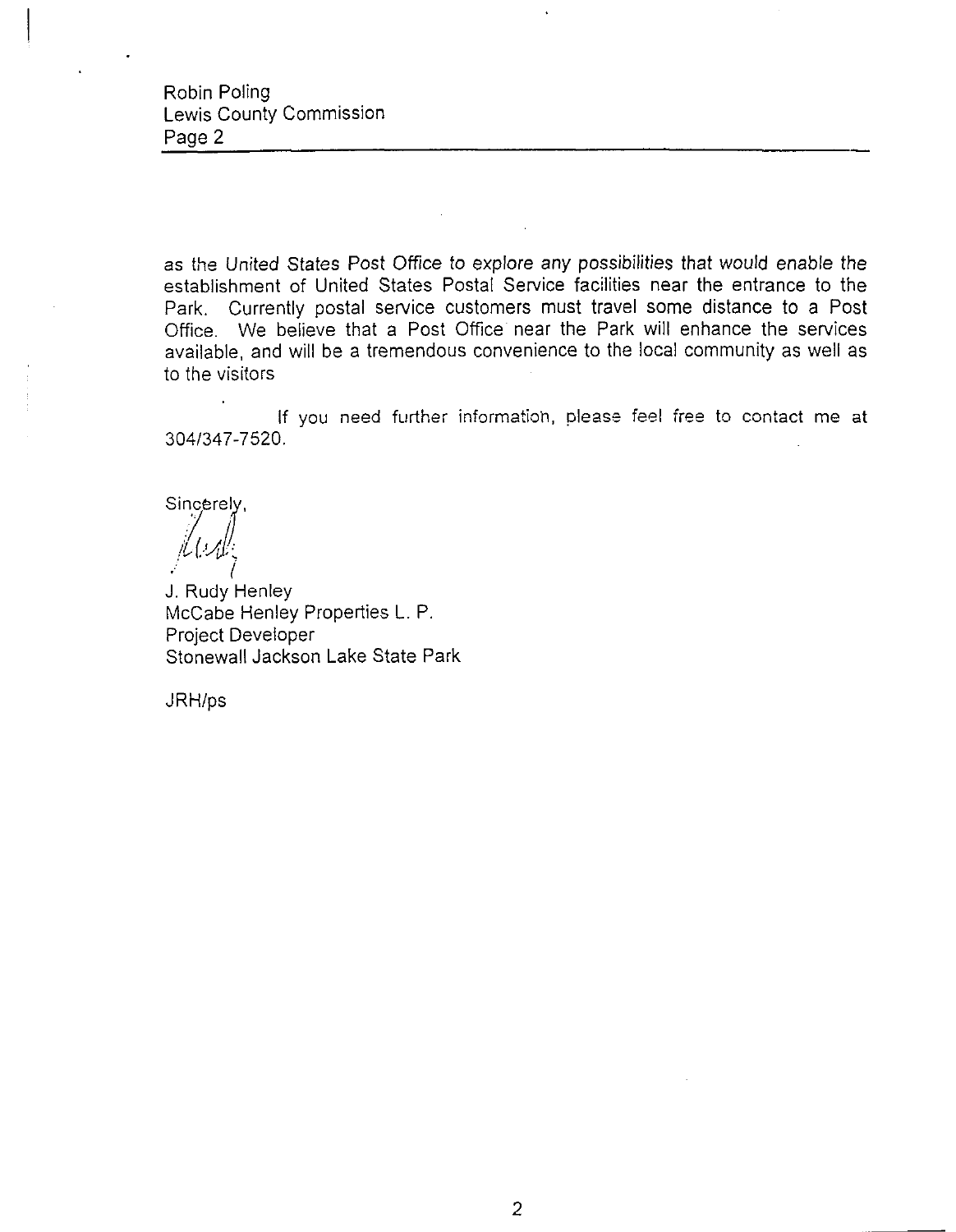as the United States Post Office to explore any possibilities that would enable the establishment of United States Postal Service facilities near the entrance to the Park. Currently postal service customers must travel some distance to a Post Office. We believe that a Post Office near the Park will enhance the services available, and will be a tremendous convenience to the local community as well as to the visitors

If you need further information, please feel free to contact me at 304/347-7520.

Sincerely,

J. Rudy Henley
McCabe Henley Properties L. P.
Project Developer
Stonewall Jackson Lake State Park

JRH/ps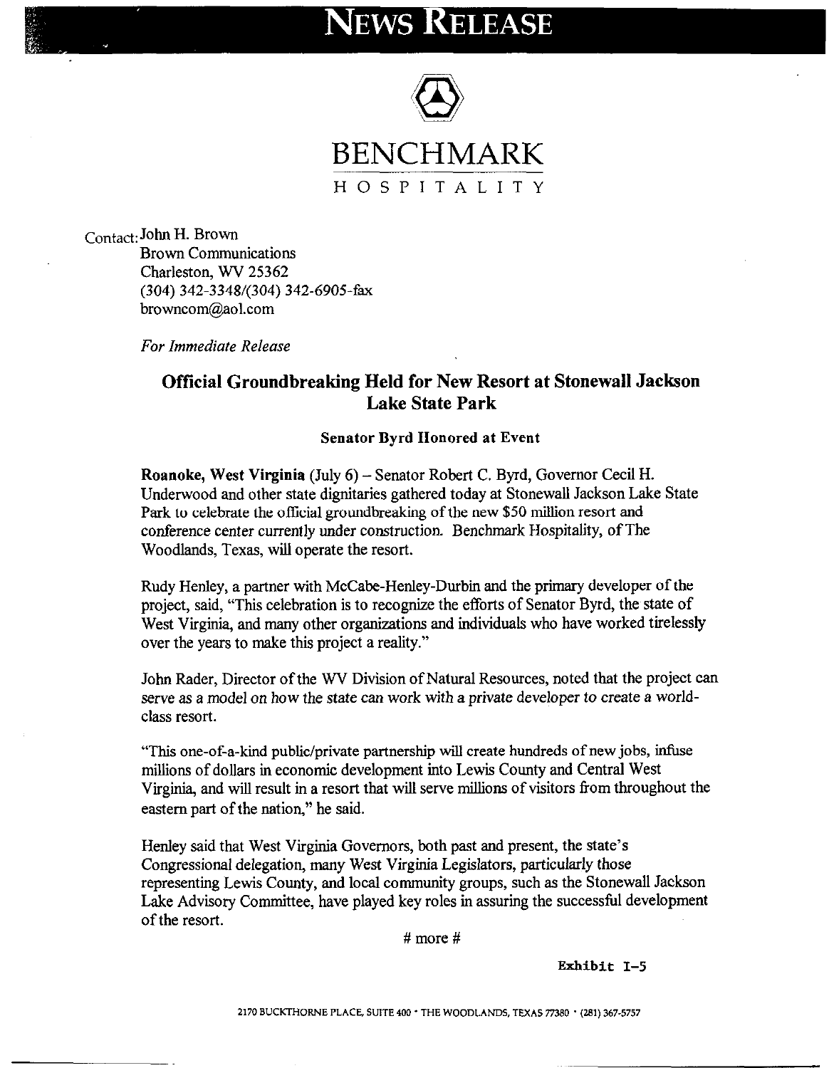# NEWS RELEASE

BENCHMARK
HOSPITALITY

Contact: John H. Brown
Brown Communications
Charleston, WV 25362
(304) 342-3348/(304) 342-6905-fax
browncom@aol.com

*For Immediate Release*

## Official Groundbreaking Held for New Resort at Stonewall Jackson Lake State Park

**Senator Byrd Honored at Event**

**Roanoke, West Virginia** (July 6) – Senator Robert C. Byrd, Governor Cecil H. Underwood and other state dignitaries gathered today at Stonewall Jackson Lake State Park to celebrate the official groundbreaking of the new $50 million resort and conference center currently under construction. Benchmark Hospitality, of The Woodlands, Texas, will operate the resort.

Rudy Henley, a partner with McCabe-Henley-Durbin and the primary developer of the project, said, "This celebration is to recognize the efforts of Senator Byrd, the state of West Virginia, and many other organizations and individuals who have worked tirelessly over the years to make this project a reality."

John Rader, Director of the WV Division of Natural Resources, noted that the project can serve as a model on how the state can work with a private developer to create a world-class resort.

"This one-of-a-kind public/private partnership will create hundreds of new jobs, infuse millions of dollars in economic development into Lewis County and Central West Virginia, and will result in a resort that will serve millions of visitors from throughout the eastern part of the nation," he said.

Henley said that West Virginia Governors, both past and present, the state's Congressional delegation, many West Virginia Legislators, particularly those representing Lewis County, and local community groups, such as the Stonewall Jackson Lake Advisory Committee, have played key roles in assuring the successful development of the resort.

# more #

Exhibit I-5

2170 BUCKTHORNE PLACE, SUITE 400 · THE WOODLANDS, TEXAS 77380 · (281) 367-5757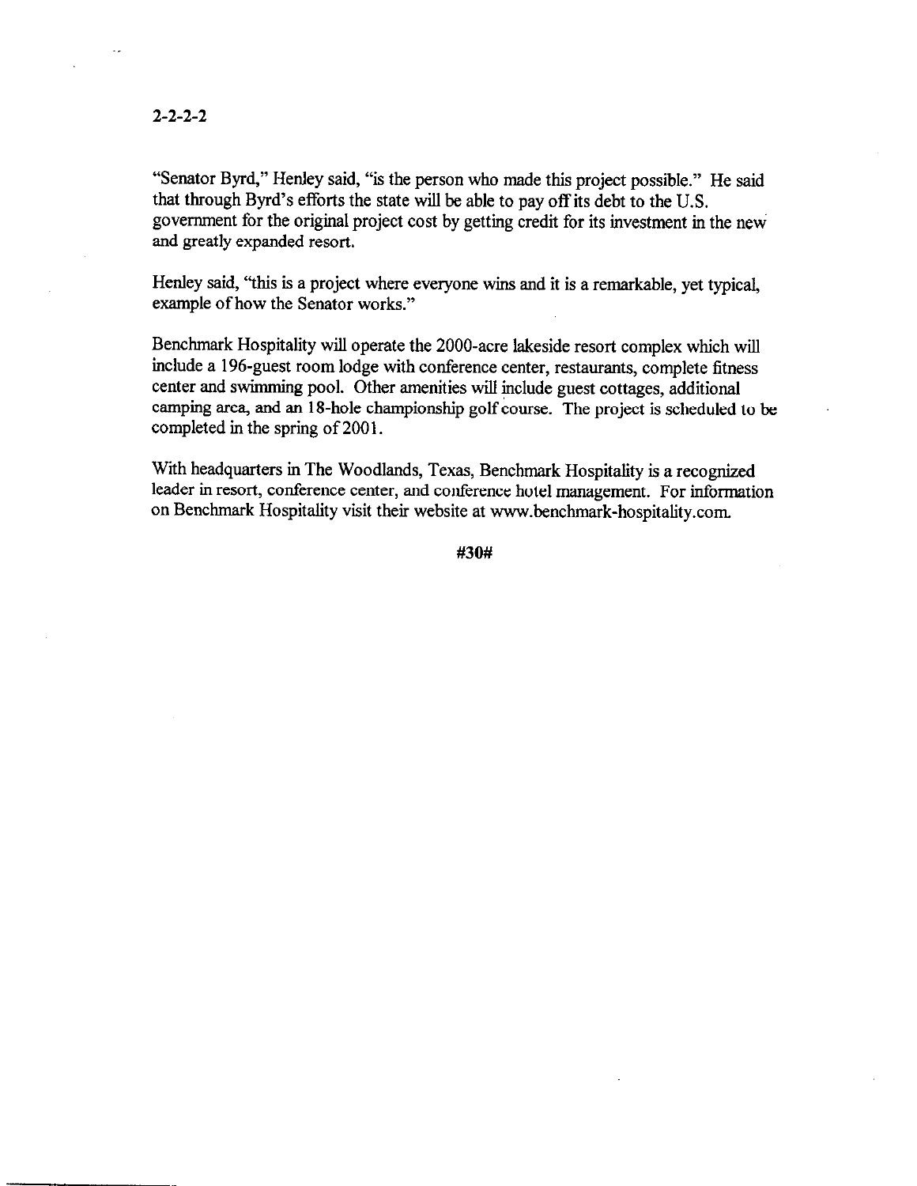"Senator Byrd," Henley said, "is the person who made this project possible." He said that through Byrd's efforts the state will be able to pay off its debt to the U.S. government for the original project cost by getting credit for its investment in the new and greatly expanded resort.

Henley said, "this is a project where everyone wins and it is a remarkable, yet typical, example of how the Senator works."

Benchmark Hospitality will operate the 2000-acre lakeside resort complex which will include a 196-guest room lodge with conference center, restaurants, complete fitness center and swimming pool. Other amenities will include guest cottages, additional camping area, and an 18-hole championship golf course. The project is scheduled to be completed in the spring of 2001.

With headquarters in The Woodlands, Texas, Benchmark Hospitality is a recognized leader in resort, conference center, and conference hotel management. For information on Benchmark Hospitality visit their website at www.benchmark-hospitality.com.

**#30#**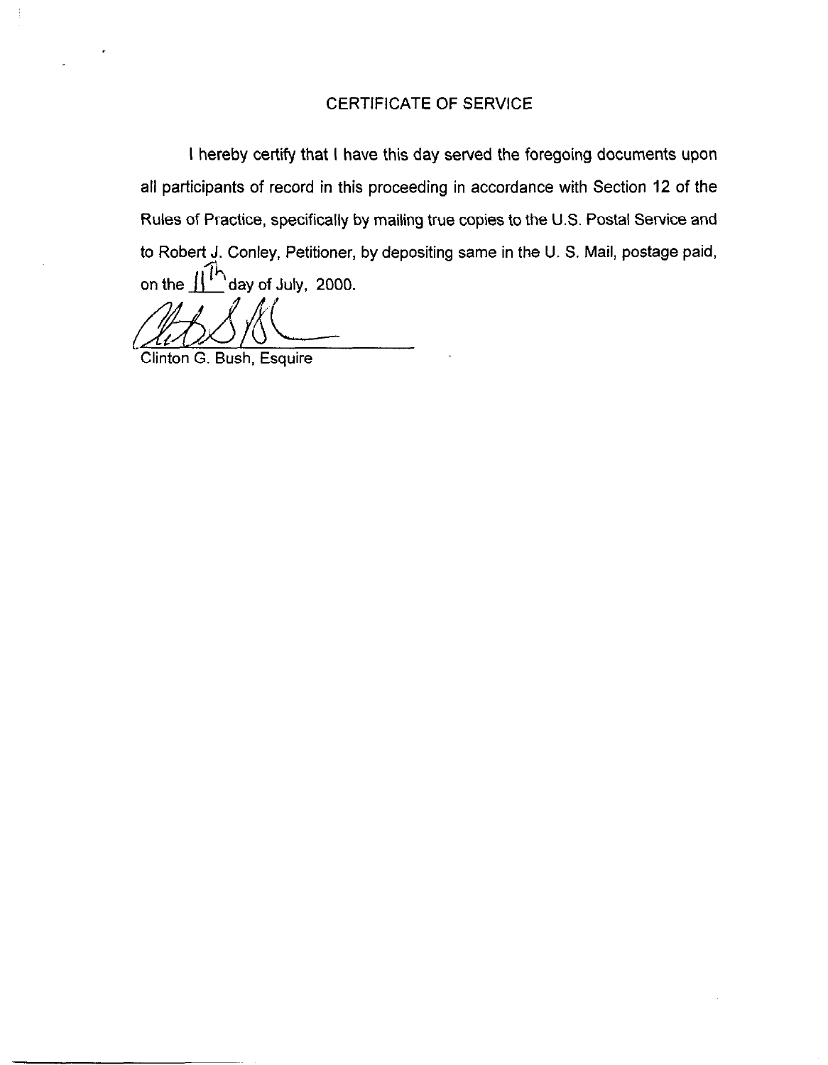# CERTIFICATE OF SERVICE

I hereby certify that I have this day served the foregoing documents upon all participants of record in this proceeding in accordance with Section 12 of the Rules of Practice, specifically by mailing true copies to the U.S. Postal Service and to Robert J. Conley, Petitioner, by depositing same in the U. S. Mail, postage paid, on the 11th day of July, 2000.

Clinton G. Bush, Esquire